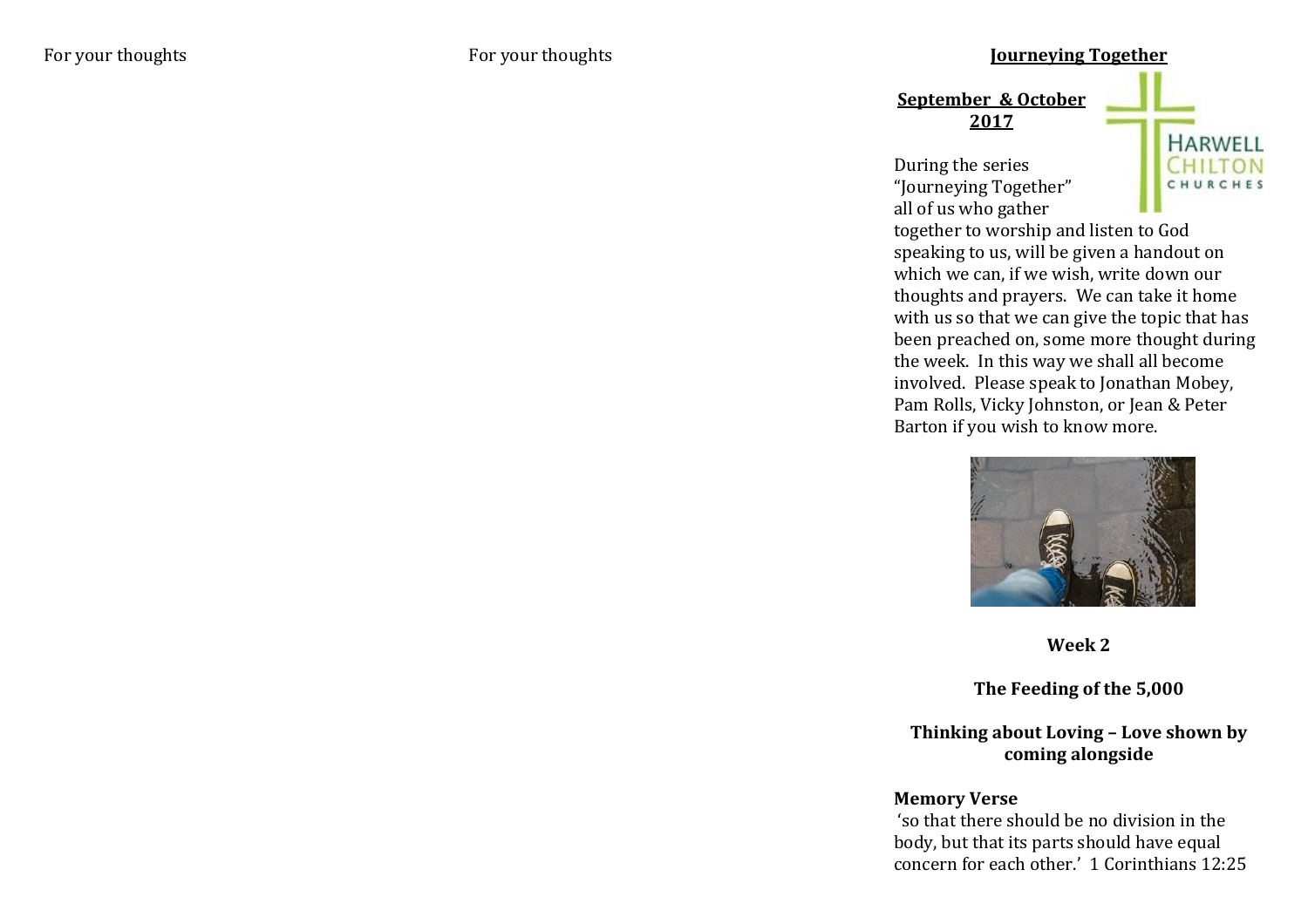For your thoughts

For your thoughts

# Journeying Together

**September & October 2017**

HARWELL CHILTON CHURCHES

During the series "Journeying Together" all of us who gather together to worship and listen to God speaking to us, will be given a handout on which we can, if we wish, write down our thoughts and prayers. We can take it home with us so that we can give the topic that has been preached on, some more thought during the week. In this way we shall all become involved. Please speak to Jonathan Mobey, Pam Rolls, Vicky Johnston, or Jean & Peter Barton if you wish to know more.

**Week 2**

**The Feeding of the 5,000**

**Thinking about Loving – Love shown by coming alongside**

**Memory Verse**

'so that there should be no division in the body, but that its parts should have equal concern for each other.' 1 Corinthians 12:25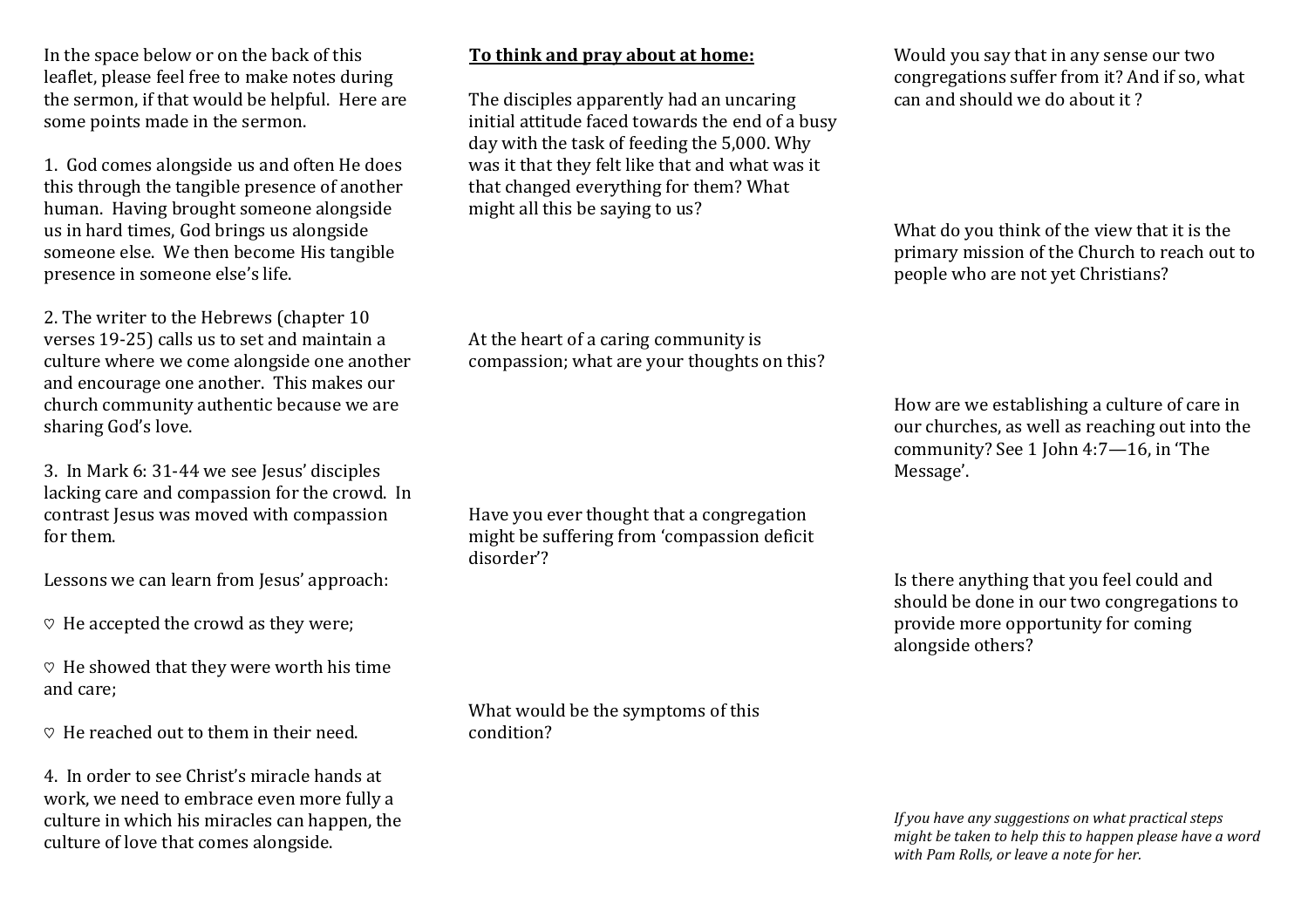In the space below or on the back of this leaflet, please feel free to make notes during the sermon, if that would be helpful. Here are some points made in the sermon.

1. God comes alongside us and often He does this through the tangible presence of another human. Having brought someone alongside us in hard times, God brings us alongside someone else. We then become His tangible presence in someone else's life.

2. The writer to the Hebrews (chapter 10 verses 19-25) calls us to set and maintain a culture where we come alongside one another and encourage one another. This makes our church community authentic because we are sharing God's love.

3. In Mark 6: 31-44 we see Jesus' disciples lacking care and compassion for the crowd. In contrast Jesus was moved with compassion for them.

Lessons we can learn from Jesus' approach:

♡ He accepted the crowd as they were;

♡ He showed that they were worth his time and care;

♡ He reached out to them in their need.

4. In order to see Christ's miracle hands at work, we need to embrace even more fully a culture in which his miracles can happen, the culture of love that comes alongside.

**To think and pray about at home:**

The disciples apparently had an uncaring initial attitude faced towards the end of a busy day with the task of feeding the 5,000. Why was it that they felt like that and what was it that changed everything for them? What might all this be saying to us?

At the heart of a caring community is compassion; what are your thoughts on this?

Have you ever thought that a congregation might be suffering from 'compassion deficit disorder'?

What would be the symptoms of this condition?

Would you say that in any sense our two congregations suffer from it? And if so, what can and should we do about it ?

What do you think of the view that it is the primary mission of the Church to reach out to people who are not yet Christians?

How are we establishing a culture of care in our churches, as well as reaching out into the community? See 1 John 4:7—16, in 'The Message'.

Is there anything that you feel could and should be done in our two congregations to provide more opportunity for coming alongside others?

*If you have any suggestions on what practical steps might be taken to help this to happen please have a word with Pam Rolls, or leave a note for her.*